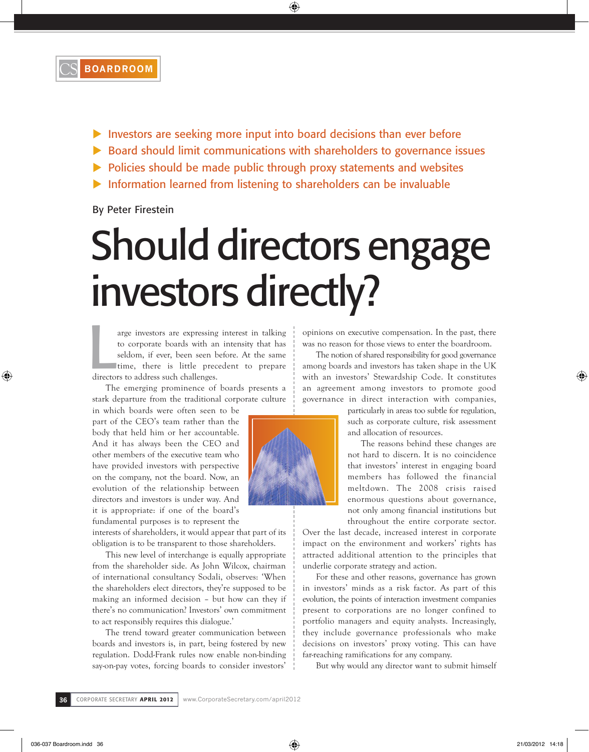BOARDROOM

- Investors are seeking more input into board decisions than ever before
- Board should limit communications with shareholders to governance issues
- Policies should be made public through proxy statements and websites
- Information learned from listening to shareholders can be invaluable

By Peter Firestein

# Should directors engage investors directly?

Large investors are expressing interest in talking to corporate boards with an intensity that has seldom, if ever, been seen before. At the same time, there is little precedent to prepare directors to address such challenges.

The emerging prominence of boards presents a stark departure from the traditional corporate culture in which boards were often seen to be part of the CEO's team rather than the body that held him or her accountable. And it has always been the CEO and other members of the executive team who have provided investors with perspective on the company, not the board. Now, an evolution of the relationship between directors and investors is under way. And it is appropriate: if one of the board's fundamental purposes is to represent the interests of shareholders, it would appear that part of its obligation is to be transparent to those shareholders.

This new level of interchange is equally appropriate from the shareholder side. As John Wilcox, chairman of international consultancy Sodali, observes: 'When the shareholders elect directors, they're supposed to be making an informed decision – but how can they if there's no communication? Investors' own commitment to act responsibly requires this dialogue.'

The trend toward greater communication between boards and investors is, in part, being fostered by new regulation. Dodd-Frank rules now enable non-binding say-on-pay votes, forcing boards to consider investors' opinions on executive compensation. In the past, there was no reason for those views to enter the boardroom.

The notion of shared responsibility for good governance among boards and investors has taken shape in the UK with an investors' Stewardship Code. It constitutes an agreement among investors to promote good governance in direct interaction with companies, particularly in areas too subtle for regulation, such as corporate culture, risk assessment and allocation of resources.

The reasons behind these changes are not hard to discern. It is no coincidence that investors' interest in engaging board members has followed the financial meltdown. The 2008 crisis raised enormous questions about governance, not only among financial institutions but throughout the entire corporate sector. Over the last decade, increased interest in corporate impact on the environment and workers' rights has attracted additional attention to the principles that underlie corporate strategy and action.

For these and other reasons, governance has grown in investors' minds as a risk factor. As part of this evolution, the points of interaction investment companies present to corporations are no longer confined to portfolio managers and equity analysts. Increasingly, they include governance professionals who make decisions on investors' proxy voting. This can have far-reaching ramifications for any company.

But why would any director want to submit himself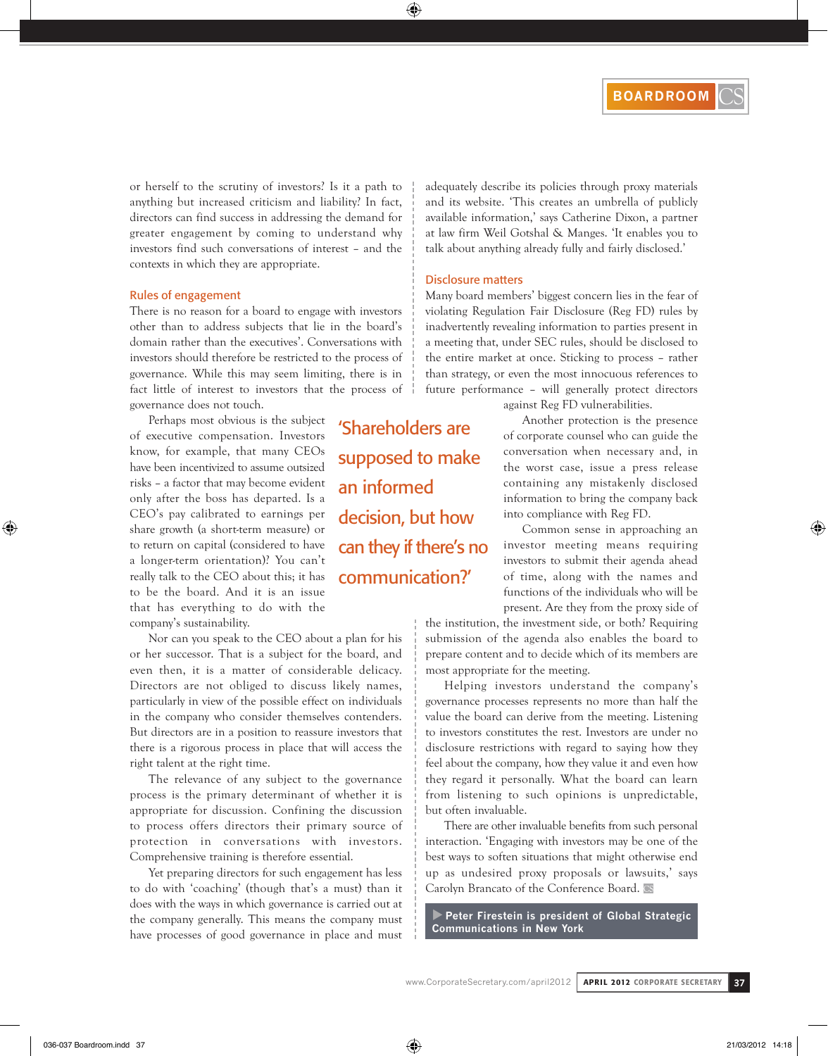or herself to the scrutiny of investors? Is it a path to anything but increased criticism and liability? In fact, directors can find success in addressing the demand for greater engagement by coming to understand why investors find such conversations of interest – and the contexts in which they are appropriate.

## Rules of engagement

There is no reason for a board to engage with investors other than to address subjects that lie in the board's domain rather than the executives'. Conversations with investors should therefore be restricted to the process of governance. While this may seem limiting, there is in fact little of interest to investors that the process of governance does not touch.

Perhaps most obvious is the subject of executive compensation. Investors know, for example, that many CEOs have been incentivized to assume outsized risks – a factor that may become evident only after the boss has departed. Is a CEO's pay calibrated to earnings per share growth (a short-term measure) or to return on capital (considered to have a longer-term orientation)? You can't really talk to the CEO about this; it has to be the board. And it is an issue that has everything to do with the company's sustainability.

> 'Shareholders are supposed to make an informed decision, but how can they if there's no communication?'

Nor can you speak to the CEO about a plan for his or her successor. That is a subject for the board, and even then, it is a matter of considerable delicacy. Directors are not obliged to discuss likely names, particularly in view of the possible effect on individuals in the company who consider themselves contenders. But directors are in a position to reassure investors that there is a rigorous process in place that will access the right talent at the right time.

The relevance of any subject to the governance process is the primary determinant of whether it is appropriate for discussion. Confining the discussion to process offers directors their primary source of protection in conversations with investors. Comprehensive training is therefore essential.

Yet preparing directors for such engagement has less to do with 'coaching' (though that's a must) than it does with the ways in which governance is carried out at the company generally. This means the company must have processes of good governance in place and must adequately describe its policies through proxy materials and its website. 'This creates an umbrella of publicly available information,' says Catherine Dixon, a partner at law firm Weil Gotshal & Manges. 'It enables you to talk about anything already fully and fairly disclosed.'

## Disclosure matters

Many board members' biggest concern lies in the fear of violating Regulation Fair Disclosure (Reg FD) rules by inadvertently revealing information to parties present in a meeting that, under SEC rules, should be disclosed to the entire market at once. Sticking to process – rather than strategy, or even the most innocuous references to future performance – will generally protect directors against Reg FD vulnerabilities.

Another protection is the presence of corporate counsel who can guide the conversation when necessary and, in the worst case, issue a press release containing any mistakenly disclosed information to bring the company back into compliance with Reg FD.

Common sense in approaching an investor meeting means requiring investors to submit their agenda ahead of time, along with the names and functions of the individuals who will be present. Are they from the proxy side of the institution, the investment side, or both? Requiring submission of the agenda also enables the board to prepare content and to decide which of its members are most appropriate for the meeting.

Helping investors understand the company's governance processes represents no more than half the value the board can derive from the meeting. Listening to investors constitutes the rest. Investors are under no disclosure restrictions with regard to saying how they feel about the company, how they value it and even how they regard it personally. What the board can learn from listening to such opinions is unpredictable, but often invaluable.

There are other invaluable benefits from such personal interaction. 'Engaging with investors may be one of the best ways to soften situations that might otherwise end up as undesired proxy proposals or lawsuits,' says Carolyn Brancato of the Conference Board.

**Peter Firestein is president of Global Strategic Communications in New York**